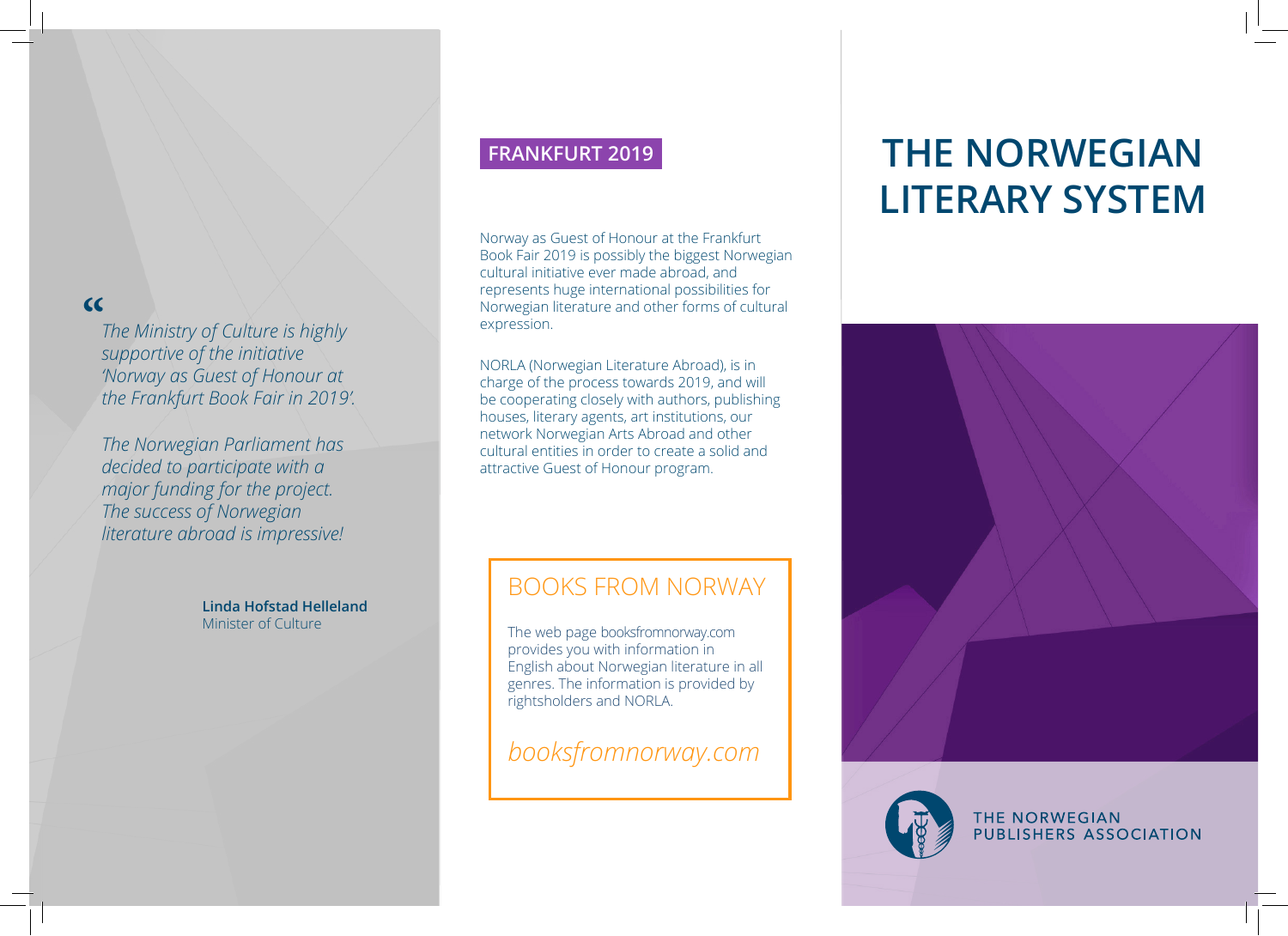> *The Ministry of Culture is highly supportive of the initiative 'Norway as Guest of Honour at the Frankfurt Book Fair in 2019'.*
>
> *The Norwegian Parliament has decided to participate with a major funding for the project. The success of Norwegian literature abroad is impressive!*
>
> **Linda Hofstad Helleland**
> Minister of Culture

## FRANKFURT 2019

Norway as Guest of Honour at the Frankfurt Book Fair 2019 is possibly the biggest Norwegian cultural initiative ever made abroad, and represents huge international possibilities for Norwegian literature and other forms of cultural expression.

NORLA (Norwegian Literature Abroad), is in charge of the process towards 2019, and will be cooperating closely with authors, publishing houses, literary agents, art institutions, our network Norwegian Arts Abroad and other cultural entities in order to create a solid and attractive Guest of Honour program.

## BOOKS FROM NORWAY

The web page booksfromnorway.com provides you with information in English about Norwegian literature in all genres. The information is provided by rightsholders and NORLA.

*booksfromnorway.com*

# THE NORWEGIAN LITERARY SYSTEM

THE NORWEGIAN PUBLISHERS ASSOCIATION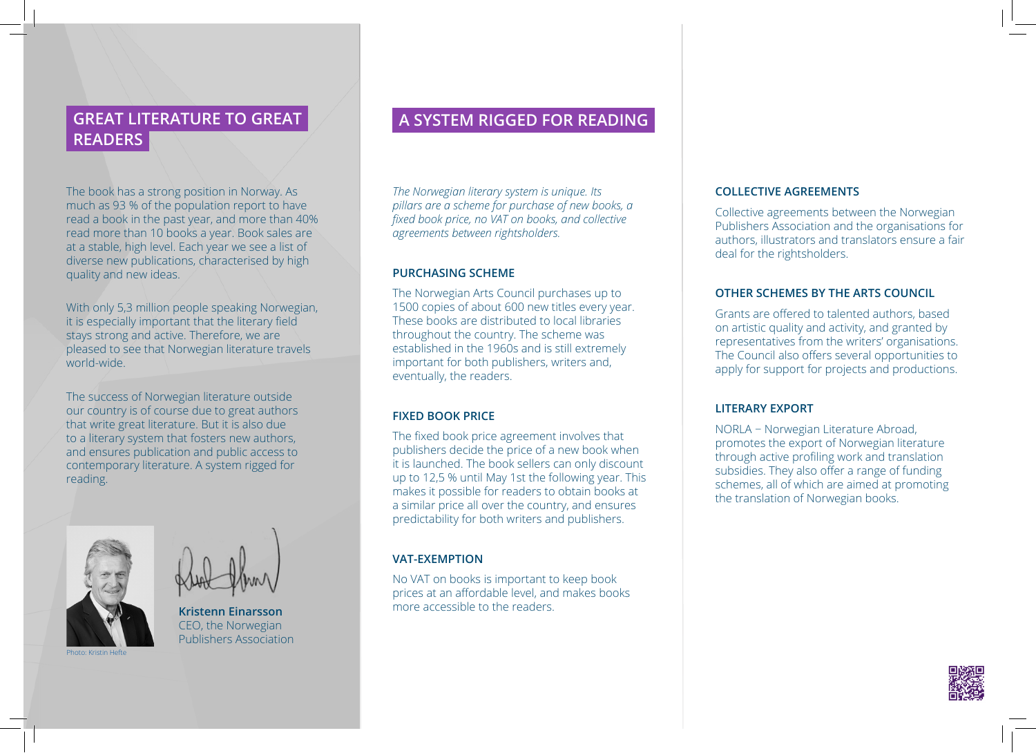## GREAT LITERATURE TO GREAT READERS

The book has a strong position in Norway. As much as 93 % of the population report to have read a book in the past year, and more than 40% read more than 10 books a year. Book sales are at a stable, high level. Each year we see a list of diverse new publications, characterised by high quality and new ideas.

With only 5,3 million people speaking Norwegian, it is especially important that the literary field stays strong and active. Therefore, we are pleased to see that Norwegian literature travels world-wide.

The success of Norwegian literature outside our country is of course due to great authors that write great literature. But it is also due to a literary system that fosters new authors, and ensures publication and public access to contemporary literature. A system rigged for reading.

**Kristenn Einarsson**
CEO, the Norwegian Publishers Association

Photo: Kristin Hefte

## A SYSTEM RIGGED FOR READING

*The Norwegian literary system is unique. Its pillars are a scheme for purchase of new books, a fixed book price, no VAT on books, and collective agreements between rightsholders.*

### PURCHASING SCHEME

The Norwegian Arts Council purchases up to 1500 copies of about 600 new titles every year. These books are distributed to local libraries throughout the country. The scheme was established in the 1960s and is still extremely important for both publishers, writers and, eventually, the readers.

### FIXED BOOK PRICE

The fixed book price agreement involves that publishers decide the price of a new book when it is launched. The book sellers can only discount up to 12,5 % until May 1st the following year. This makes it possible for readers to obtain books at a similar price all over the country, and ensures predictability for both writers and publishers.

### VAT-EXEMPTION

No VAT on books is important to keep book prices at an affordable level, and makes books more accessible to the readers.

### COLLECTIVE AGREEMENTS

Collective agreements between the Norwegian Publishers Association and the organisations for authors, illustrators and translators ensure a fair deal for the rightsholders.

### OTHER SCHEMES BY THE ARTS COUNCIL

Grants are offered to talented authors, based on artistic quality and activity, and granted by representatives from the writers' organisations. The Council also offers several opportunities to apply for support for projects and productions.

### LITERARY EXPORT

NORLA − Norwegian Literature Abroad, promotes the export of Norwegian literature through active profiling work and translation subsidies. They also offer a range of funding schemes, all of which are aimed at promoting the translation of Norwegian books.